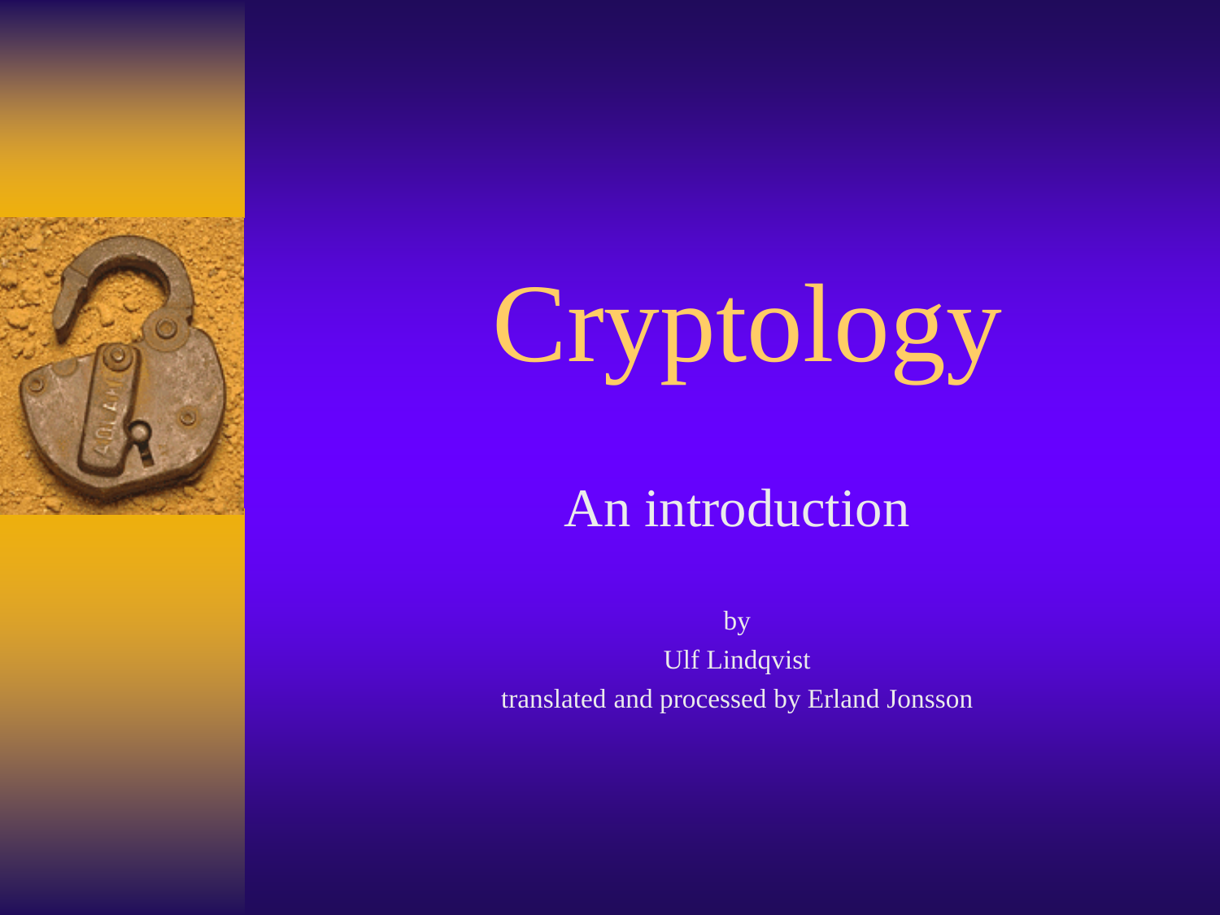# Cryptology

## An introduction

by

Ulf Lindqvist

translated and processed by Erland Jonsson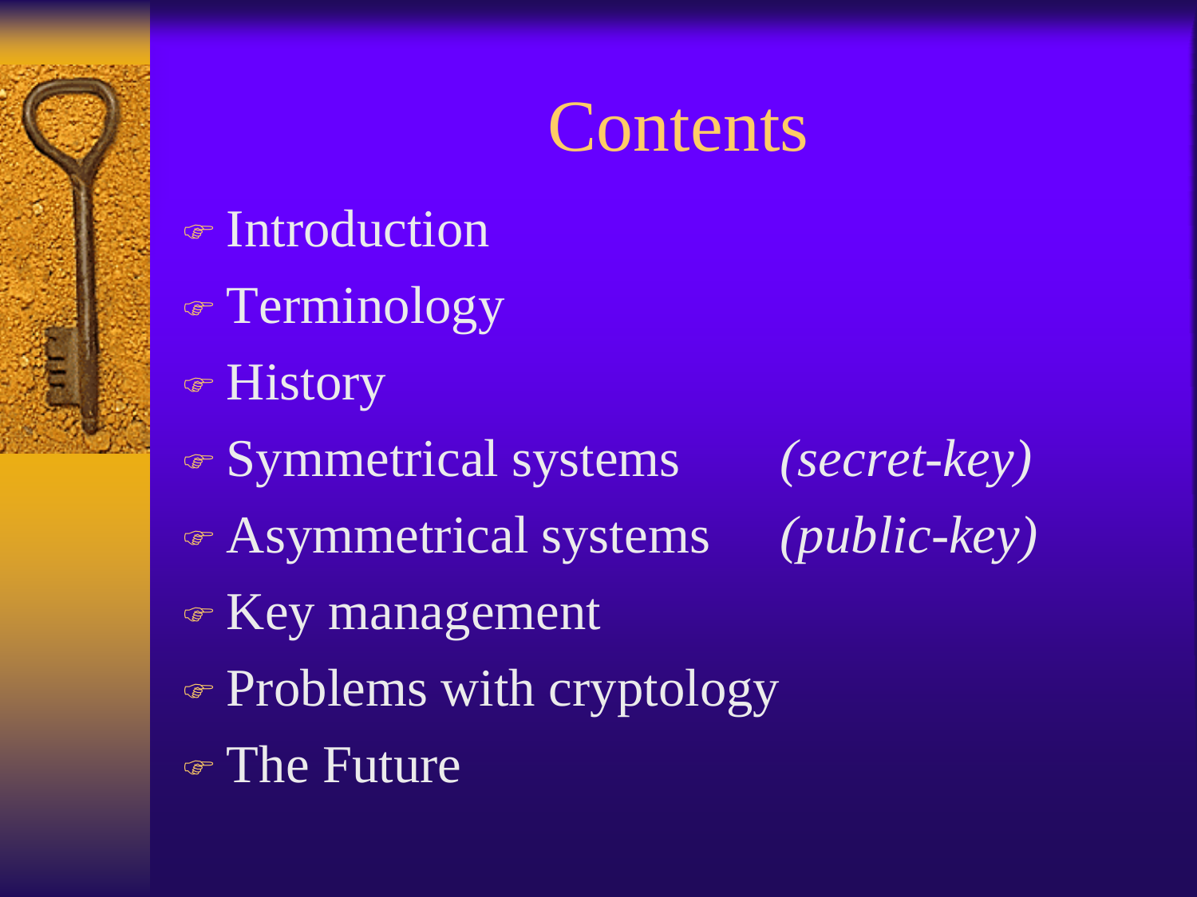# Contents

- Introduction
- Terminology
- History
- Symmetrical systems *(secret-key)*
- Asymmetrical systems *(public-key)*
- Key management
- Problems with cryptology
- The Future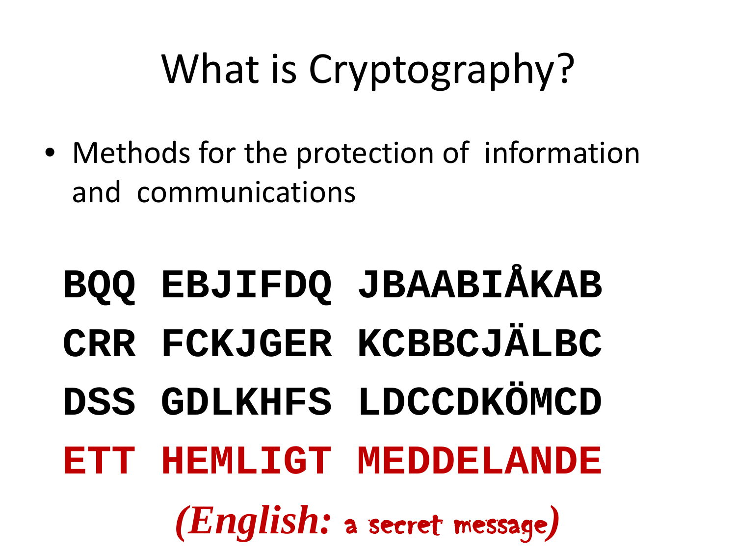# What is Cryptography?

- Methods for the protection of information and communications

**BQQ EBJIFDQ JBAABIÅKAB**

**CRR FCKJGER KCBBCJÄLBC**

**DSS GDLKHFS LDCCDKÖMCD**

**ETT HEMLIGT MEDDELANDE**

*(English: a secret message)*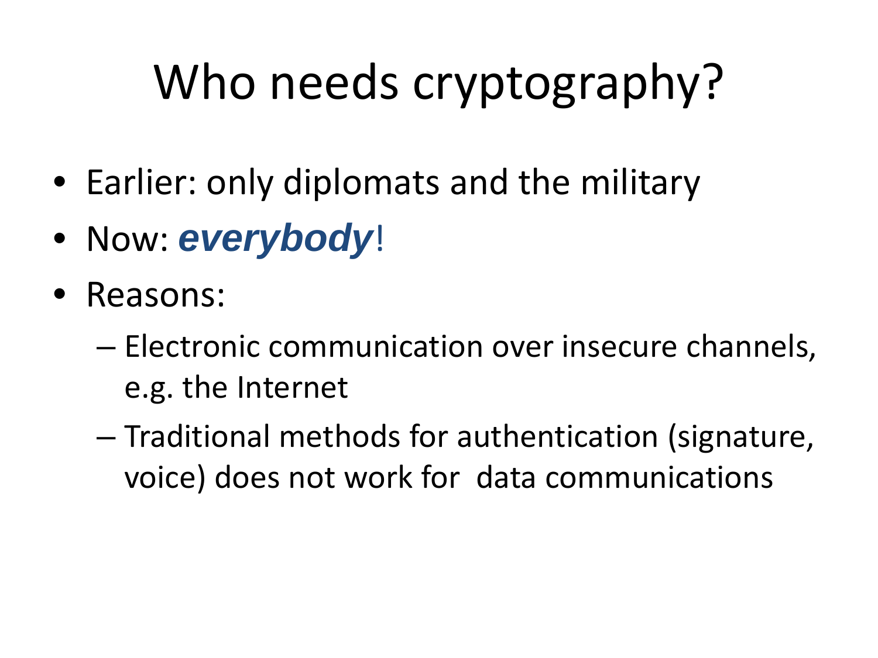# Who needs cryptography?

- Earlier: only diplomats and the military
- Now: ***everybody***!
- Reasons:
  - Electronic communication over insecure channels, e.g. the Internet
  - Traditional methods for authentication (signature, voice) does not work for  data communications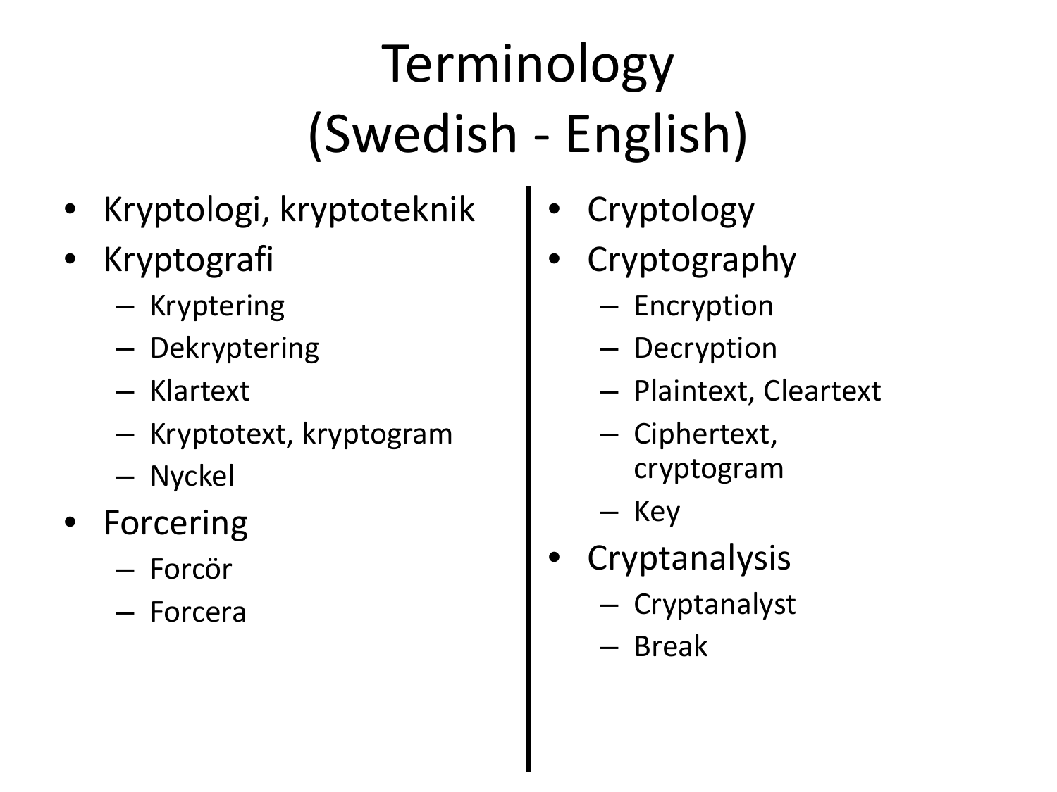# Terminology (Swedish - English)

- Kryptologi, kryptoteknik
- Kryptografi
  - Kryptering
  - Dekryptering
  - Klartext
  - Kryptotext, kryptogram
  - Nyckel
- Forcering
  - Forcör
  - Forcera

- Cryptology
- Cryptography
  - Encryption
  - Decryption
  - Plaintext, Cleartext
  - Ciphertext, cryptogram
  - Key
- Cryptanalysis
  - Cryptanalyst
  - Break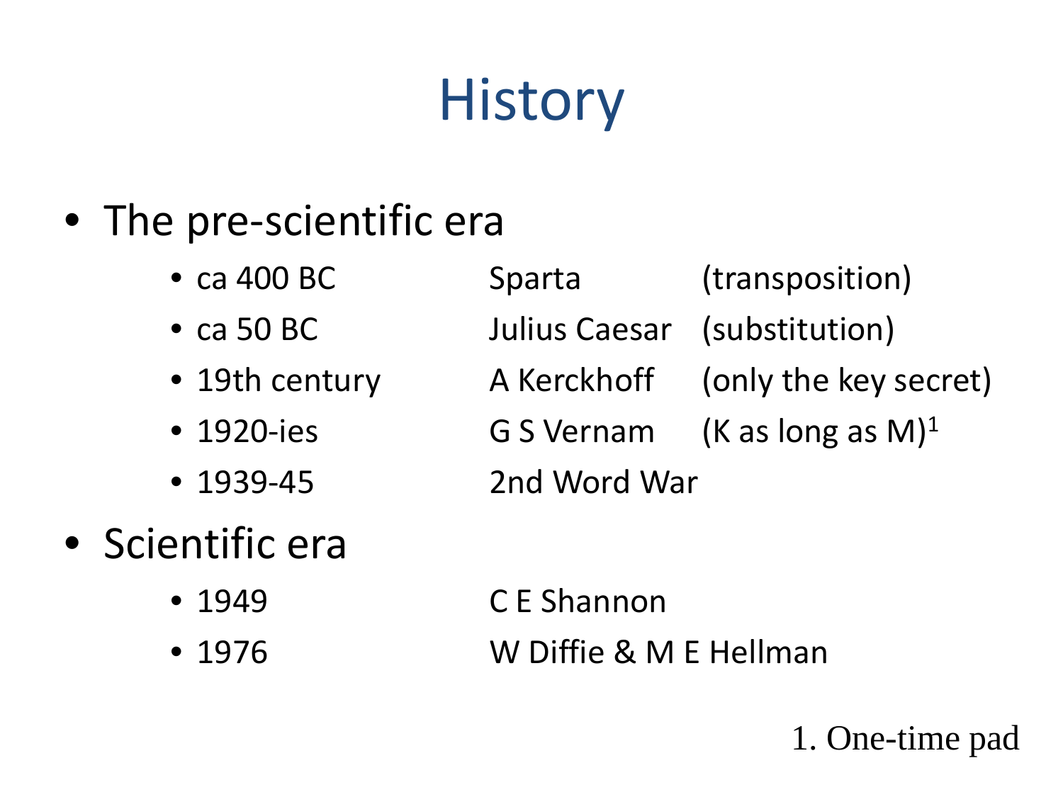# History

- The pre-scientific era
  - ca 400 BC Sparta (transposition)
  - ca 50 BC Julius Caesar (substitution)
  - 19th century A Kerckhoff (only the key secret)
  - 1920-ies G S Vernam (K as long as M)[1]
  - 1939-45 2nd Word War
- Scientific era
  - 1949 C E Shannon
  - 1976 W Diffie & M E Hellman

1. One-time pad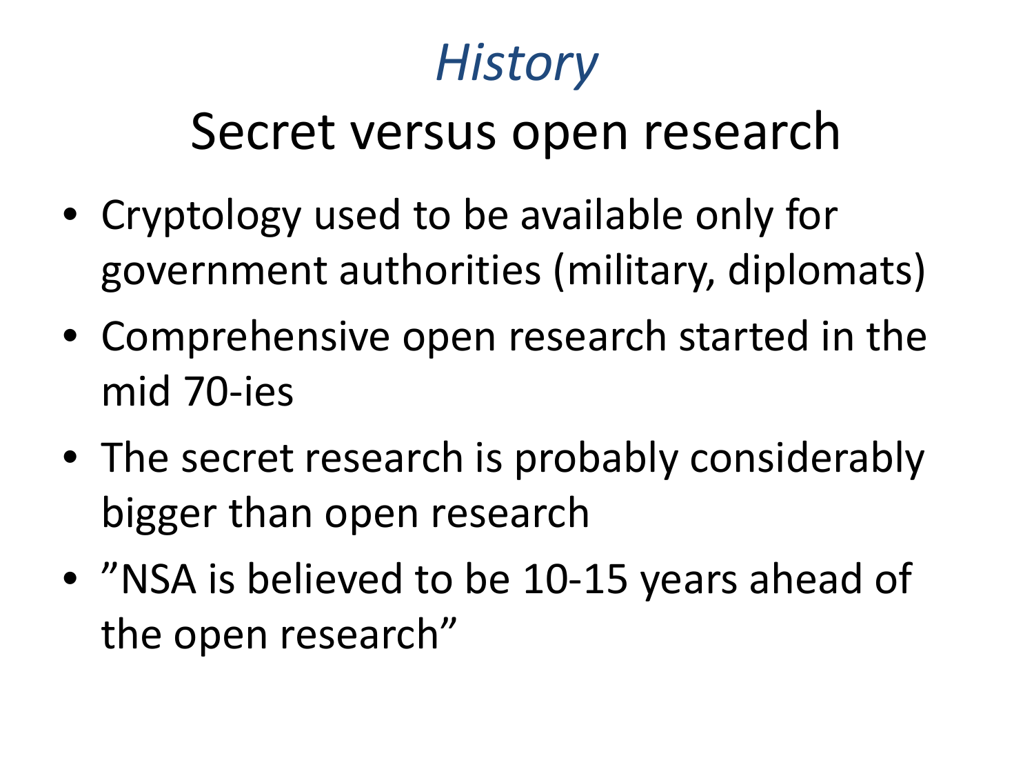# *History*

## Secret versus open research

- Cryptology used to be available only for government authorities (military, diplomats)
- Comprehensive open research started in the mid 70-ies
- The secret research is probably considerably bigger than open research
- ”NSA is believed to be 10-15 years ahead of the open research”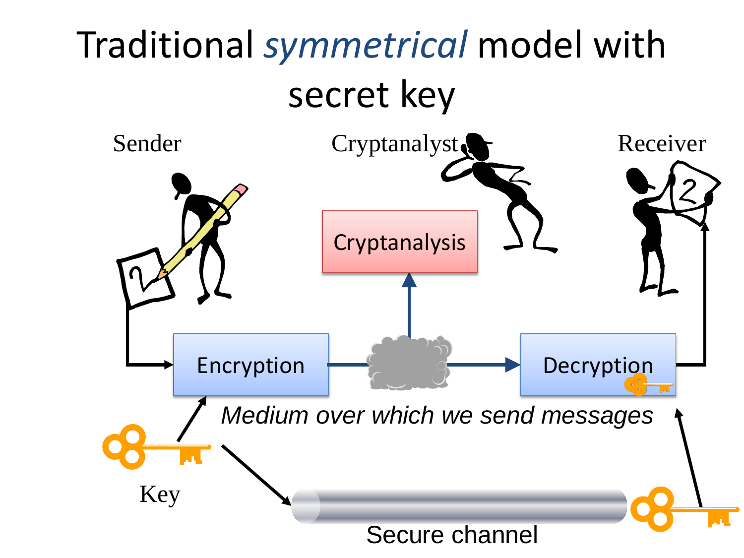# Traditional *symmetrical* model with secret key

Sender

Cryptanalyst

Receiver

Cryptanalysis

Encryption

Decryption

*Medium over which we send messages*

Key

Secure channel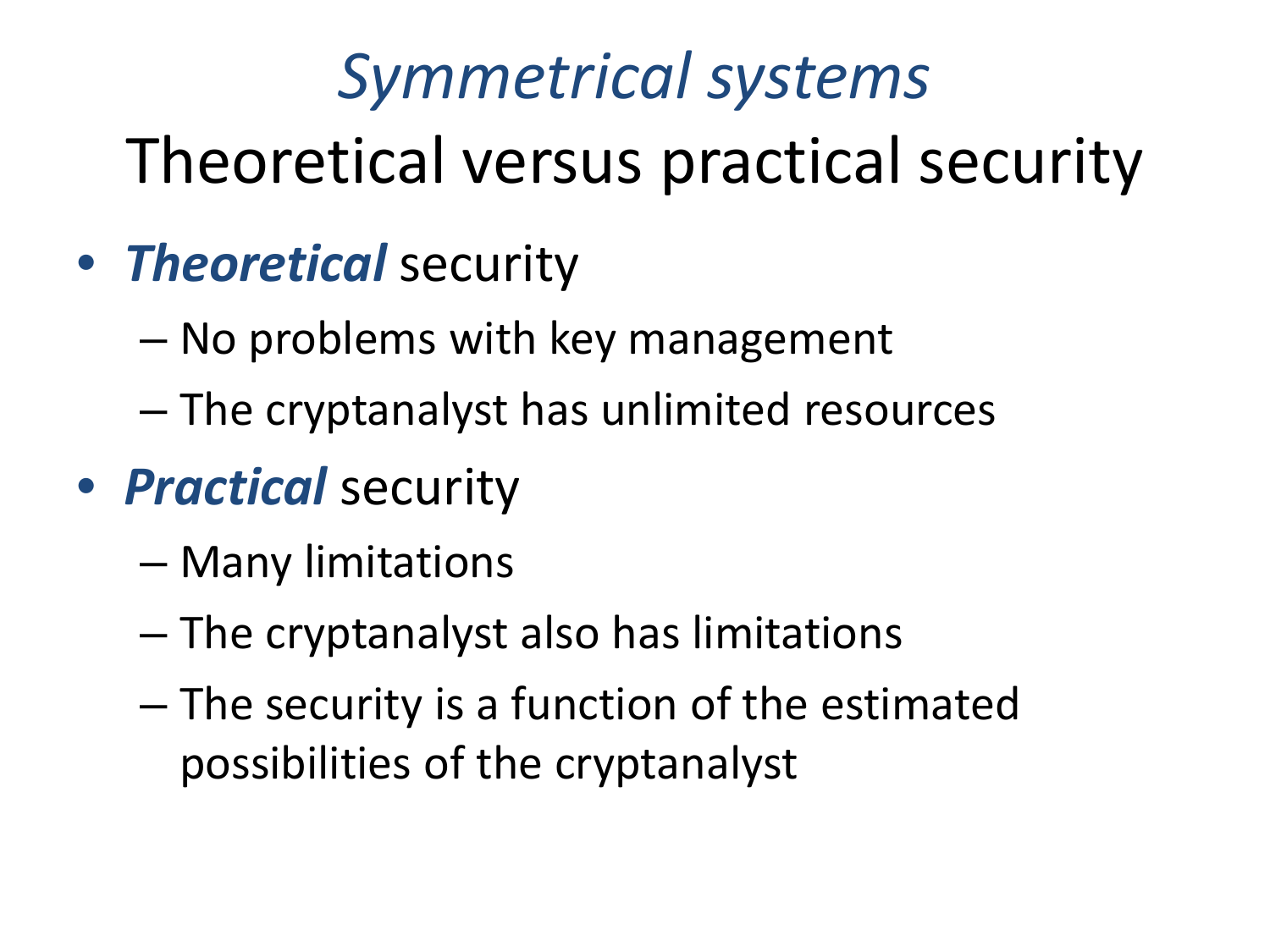# *Symmetrical systems*

## Theoretical versus practical security

- ***Theoretical*** security
  - No problems with key management
  - The cryptanalyst has unlimited resources
- ***Practical*** security
  - Many limitations
  - The cryptanalyst also has limitations
  - The security is a function of the estimated possibilities of the cryptanalyst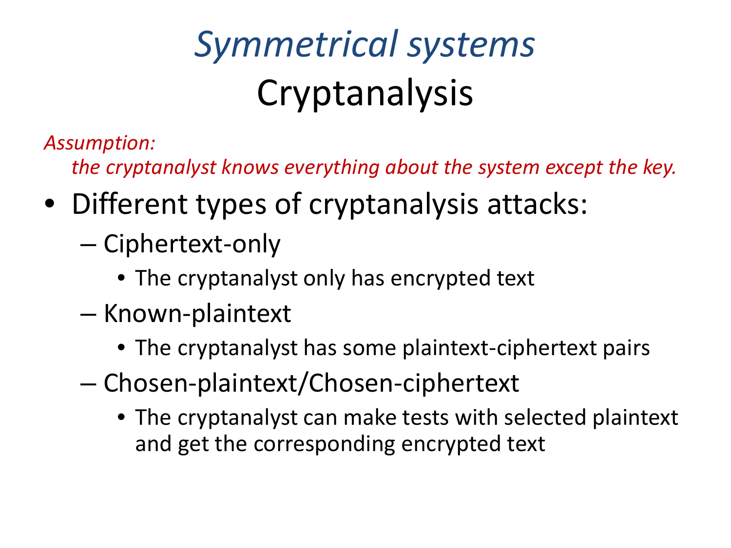# *Symmetrical systems*

## Cryptanalysis

*Assumption:*

*the cryptanalyst knows everything about the system except the key.*

- Different types of cryptanalysis attacks:
  - Ciphertext-only
    - The cryptanalyst only has encrypted text
  - Known-plaintext
    - The cryptanalyst has some plaintext-ciphertext pairs
  - Chosen-plaintext/Chosen-ciphertext
    - The cryptanalyst can make tests with selected plaintext and get the corresponding encrypted text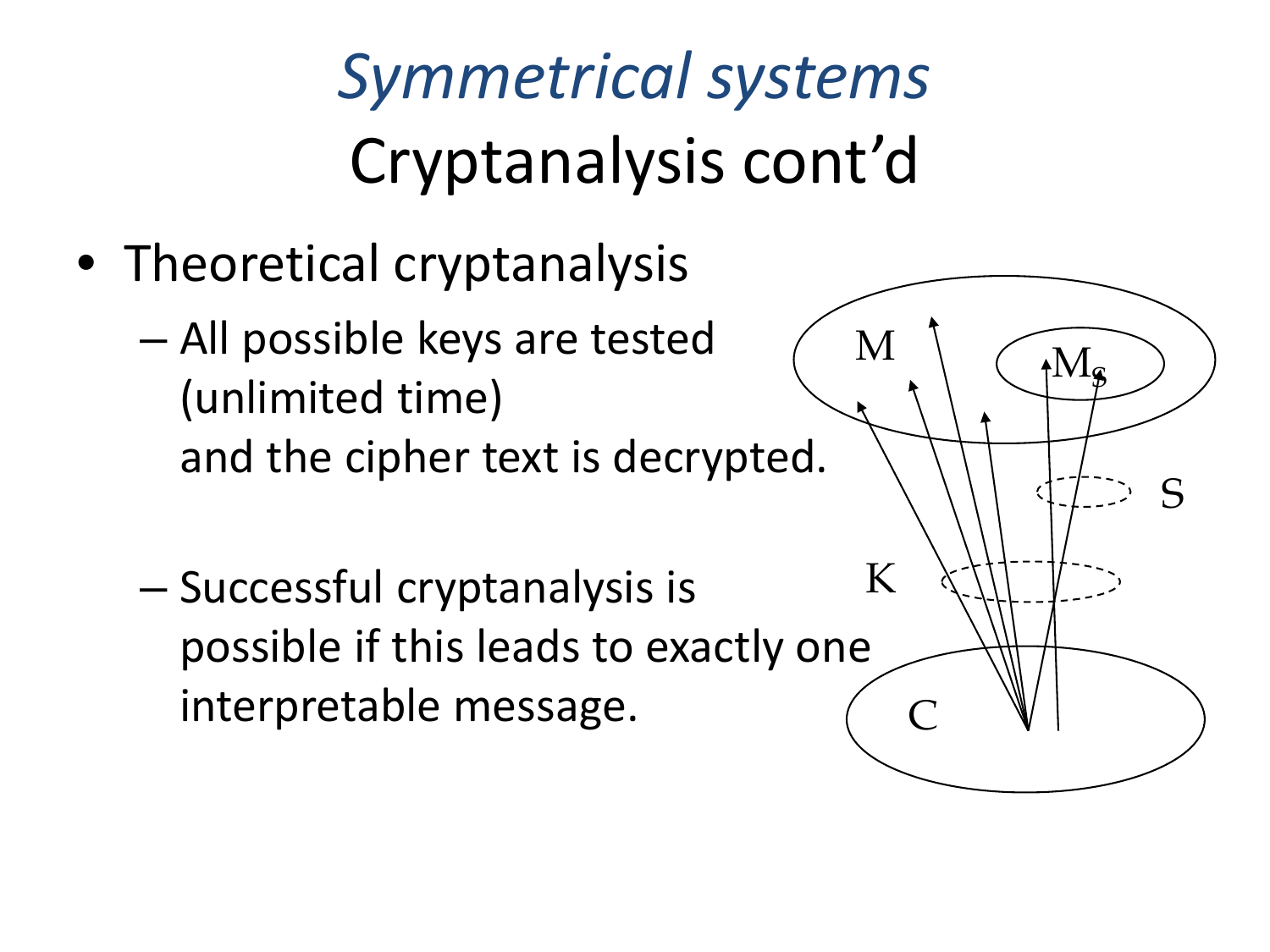# *Symmetrical systems*

## Cryptanalysis cont'd

- Theoretical cryptanalysis
  - All possible keys are tested (unlimited time) and the cipher text is decrypted.
  - Successful cryptanalysis is possible if this leads to exactly one interpretable message.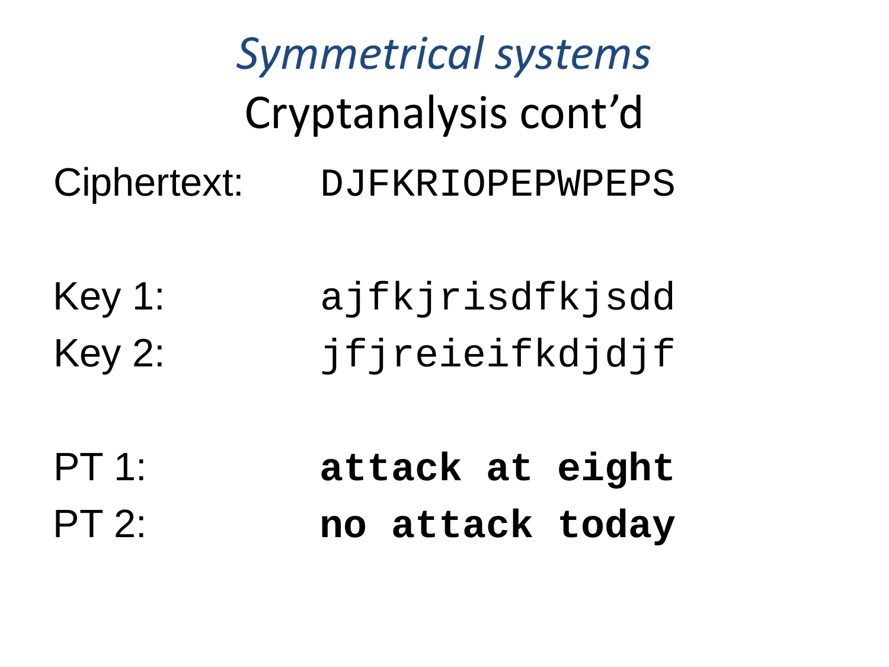# *Symmetrical systems*

## Cryptanalysis cont'd

| | |
|---|---|
| Ciphertext: | `DJFKRIOPEPWPEPS` |
| | |
| Key 1: | `ajfkjrisdfkjsdd` |
| Key 2: | `jfjreieifkdjdjf` |
| | |
| PT 1: | **`attack at eight`** |
| PT 2: | **`no attack today`** |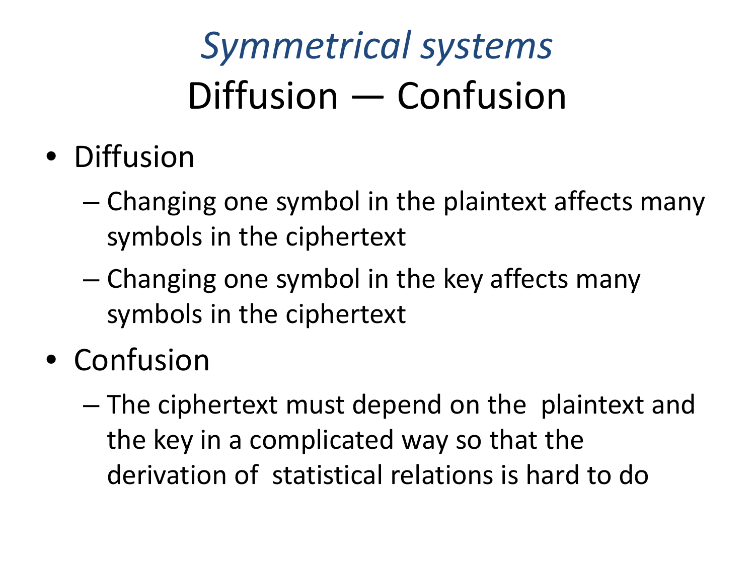# *Symmetrical systems*

## Diffusion — Confusion

- Diffusion
  - Changing one symbol in the plaintext affects many symbols in the ciphertext
  - Changing one symbol in the key affects many symbols in the ciphertext
- Confusion
  - The ciphertext must depend on the plaintext and the key in a complicated way so that the derivation of statistical relations is hard to do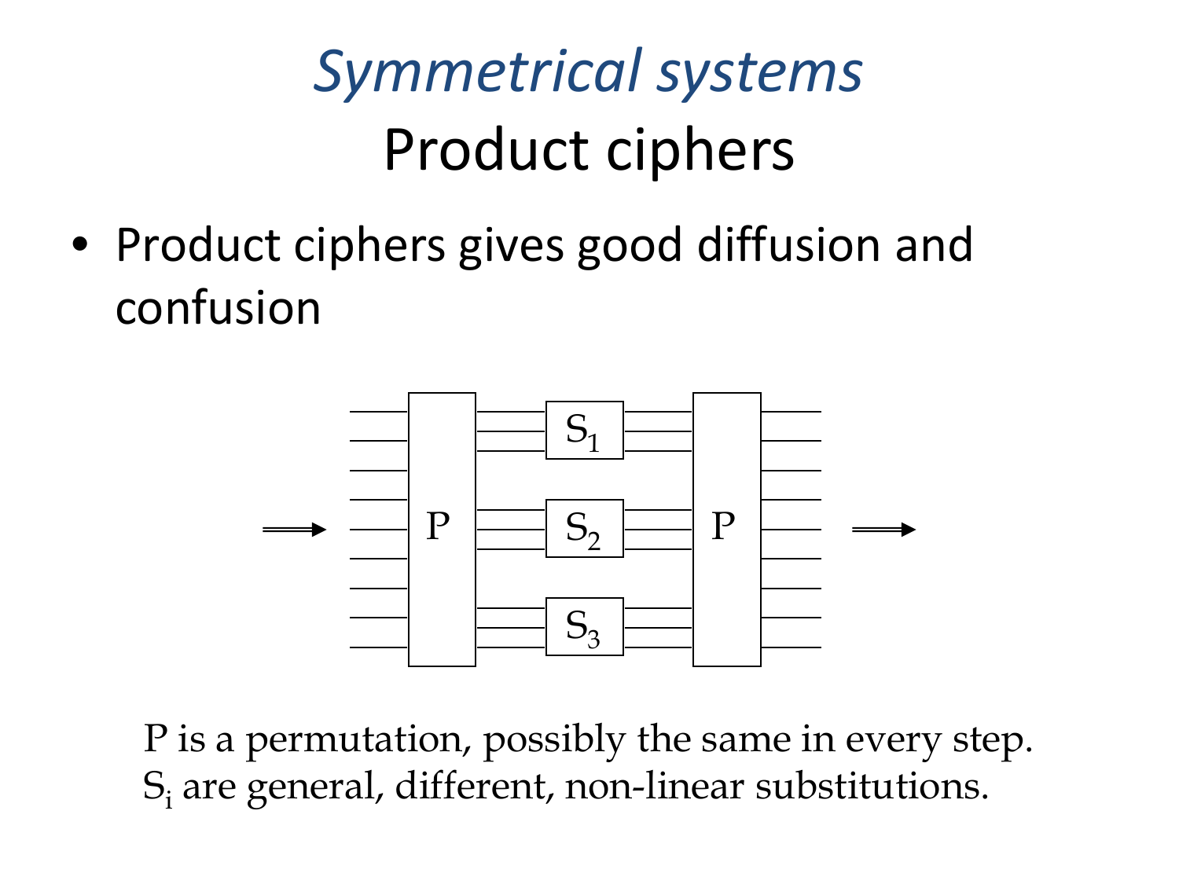# *Symmetrical systems*

## Product ciphers

- Product ciphers gives good diffusion and confusion

P is a permutation, possibly the same in every step.
$S_i$ are general, different, non-linear substitutions.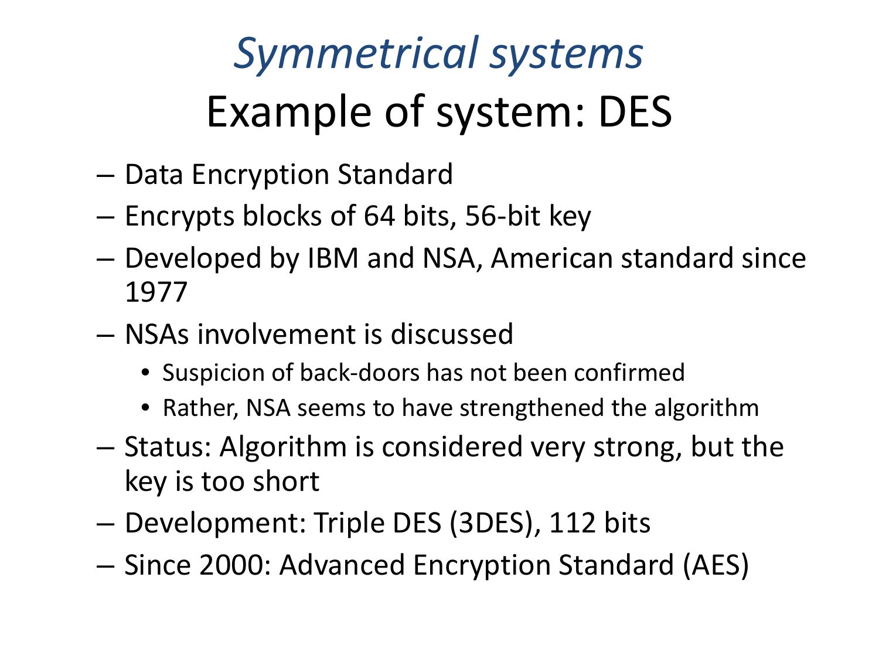# *Symmetrical systems*

## Example of system: DES

- Data Encryption Standard
- Encrypts blocks of 64 bits, 56-bit key
- Developed by IBM and NSA, American standard since 1977
- NSAs involvement is discussed
  - Suspicion of back-doors has not been confirmed
  - Rather, NSA seems to have strengthened the algorithm
- Status: Algorithm is considered very strong, but the key is too short
- Development: Triple DES (3DES), 112 bits
- Since 2000: Advanced Encryption Standard (AES)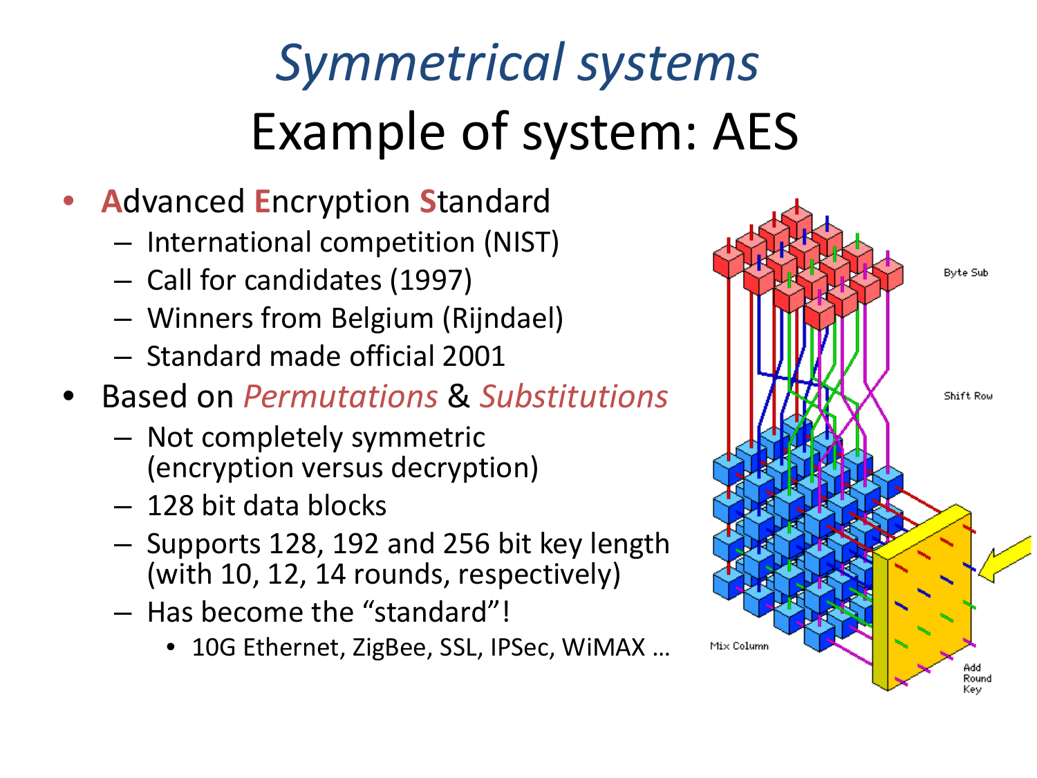# *Symmetrical systems*

## Example of system: AES

- **A**dvanced **E**ncryption **S**tandard
  - International competition (NIST)
  - Call for candidates (1997)
  - Winners from Belgium (Rijndael)
  - Standard made official 2001
- Based on *Permutations* & *Substitutions*
  - Not completely symmetric (encryption versus decryption)
  - 128 bit data blocks
  - Supports 128, 192 and 256 bit key length (with 10, 12, 14 rounds, respectively)
  - Has become the "standard"!
    - 10G Ethernet, ZigBee, SSL, IPSec, WiMAX …

Byte Sub

Shift Row

Mix Column

Add Round Key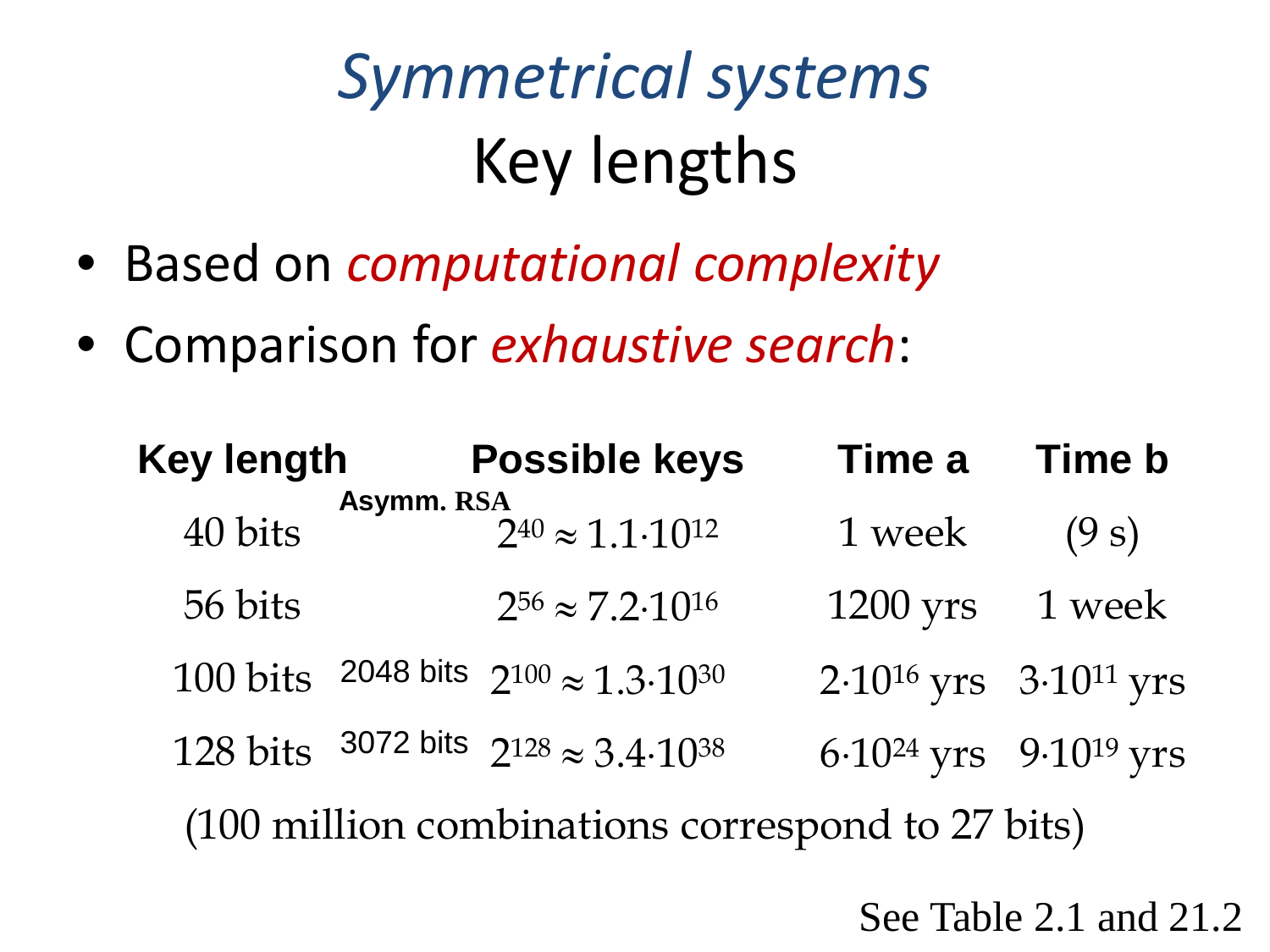# *Symmetrical systems*

## Key lengths

- Based on *computational complexity*
- Comparison for *exhaustive search*:

| Key length | Asymm. RSA | Possible keys | Time a | Time b |
|---|---|---|---|---|
| 40 bits | | $2^{40} \approx 1.1 \cdot 10^{12}$ | 1 week | (9 s) |
| 56 bits | | $2^{56} \approx 7.2 \cdot 10^{16}$ | 1200 yrs | 1 week |
| 100 bits | 2048 bits | $2^{100} \approx 1.3 \cdot 10^{30}$ | $2 \cdot 10^{16}$ yrs | $3 \cdot 10^{11}$ yrs |
| 128 bits | 3072 bits | $2^{128} \approx 3.4 \cdot 10^{38}$ | $6 \cdot 10^{24}$ yrs | $9 \cdot 10^{19}$ yrs |

(100 million combinations correspond to 27 bits)

See Table 2.1 and 21.2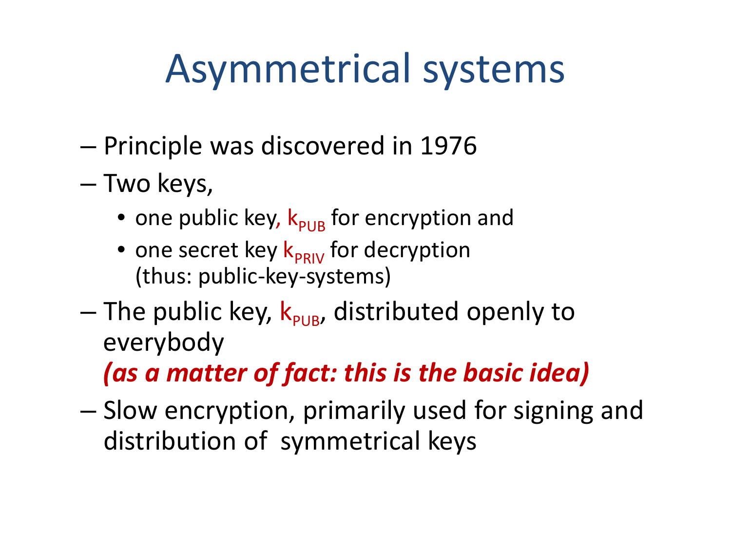# Asymmetrical systems

- Principle was discovered in 1976
- Two keys,
  - one public key, $k_{PUB}$ for encryption and
  - one secret key $k_{PRIV}$ for decryption (thus: public-key-systems)
- The public key, $k_{PUB}$, distributed openly to everybody
  ***(as a matter of fact: this is the basic idea)***
- Slow encryption, primarily used for signing and distribution of symmetrical keys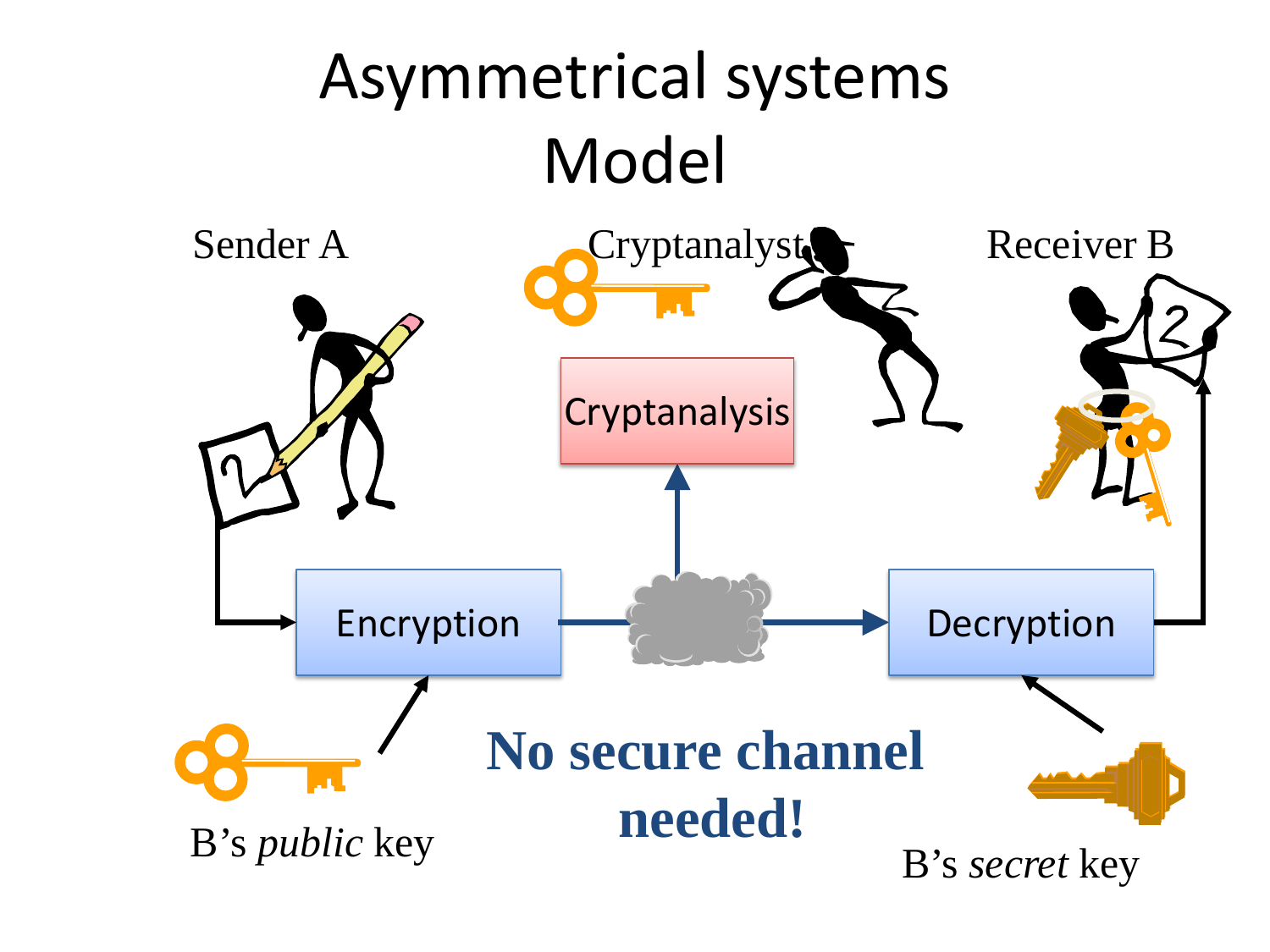# Asymmetrical systems
# Model

Sender A

Cryptanalyst

Receiver B

Cryptanalysis

Encryption

Decryption

B's *public* key

**No secure channel needed!**

B's *secret* key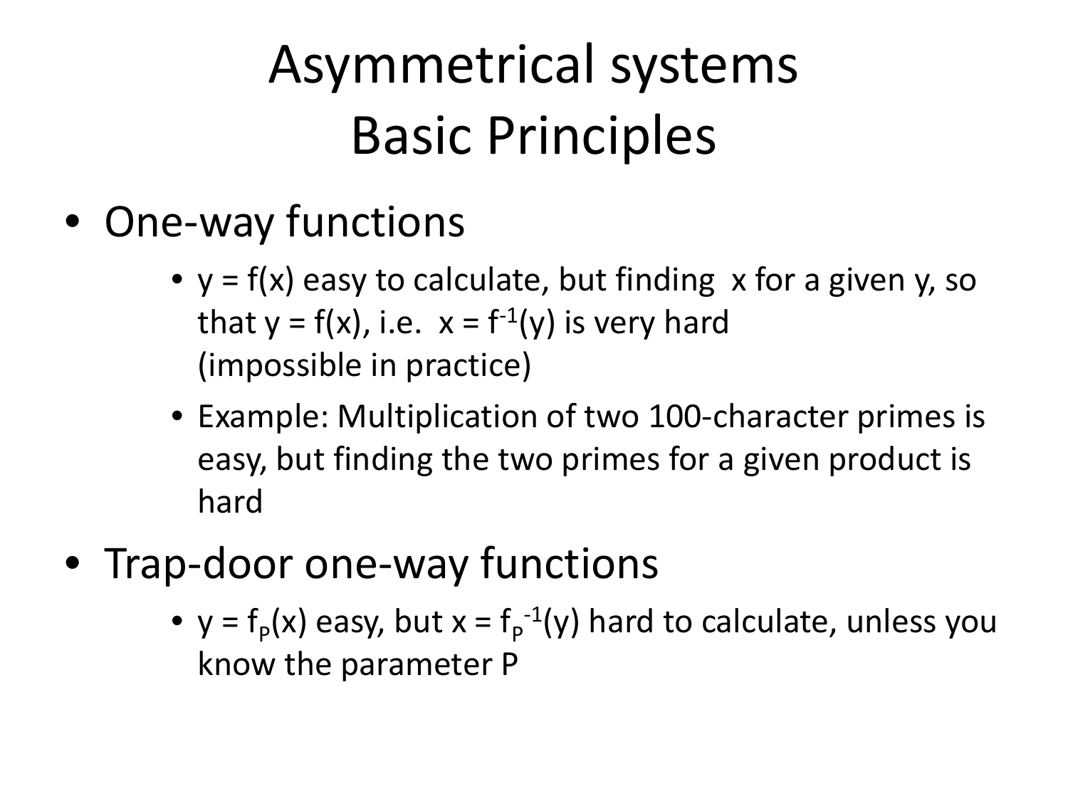# Asymmetrical systems Basic Principles

- One-way functions
  - $y = f(x)$ easy to calculate, but finding x for a given y, so that $y = f(x)$, i.e. $x = f^{-1}(y)$ is very hard (impossible in practice)
  - Example: Multiplication of two 100-character primes is easy, but finding the two primes for a given product is hard
- Trap-door one-way functions
  - $y = f_P(x)$ easy, but $x = f_P^{-1}(y)$ hard to calculate, unless you know the parameter P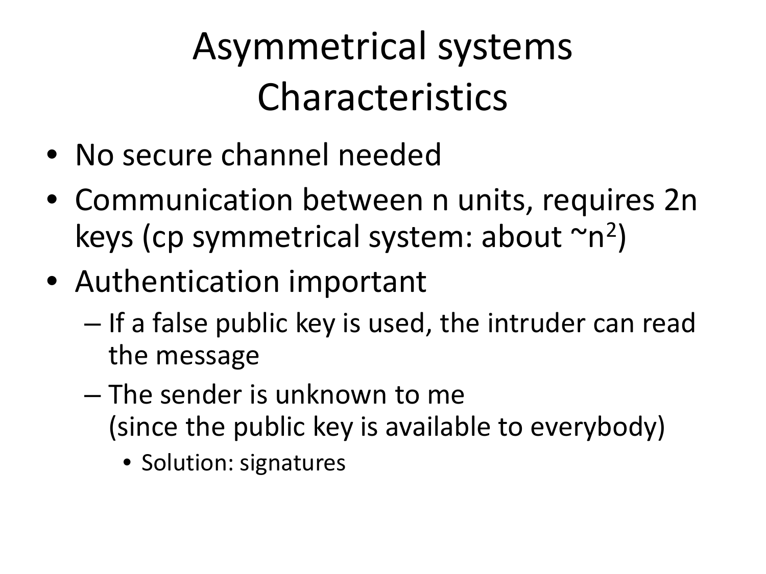# Asymmetrical systems
# Characteristics

- No secure channel needed
- Communication between n units, requires 2n keys (cp symmetrical system: about ~$n^2$)
- Authentication important
  - If a false public key is used, the intruder can read the message
  - The sender is unknown to me
    (since the public key is available to everybody)
    - Solution: signatures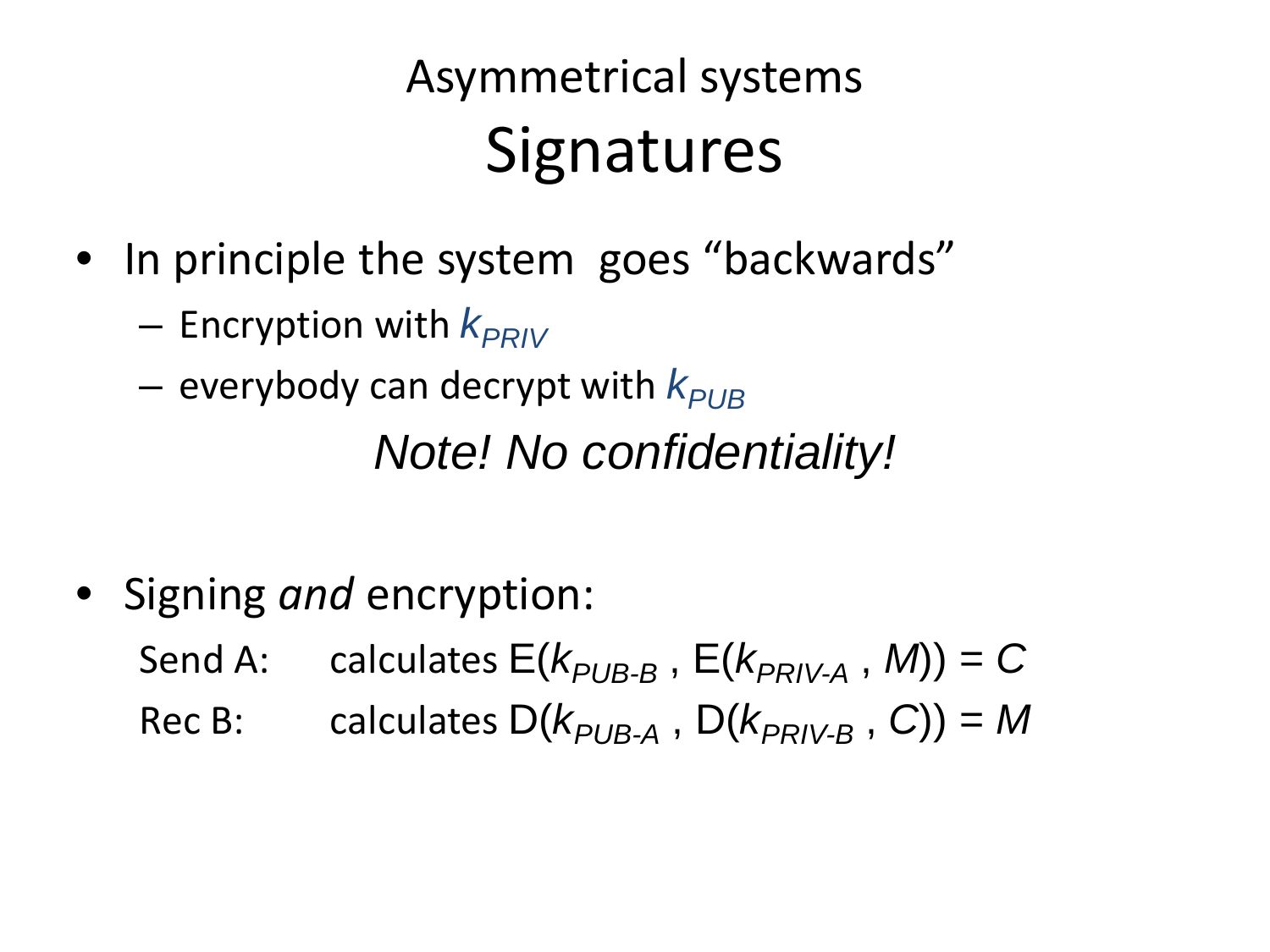# Asymmetrical systems

## Signatures

- In principle the system goes "backwards"
  - Encryption with $k_{PRIV}$
  - everybody can decrypt with $k_{PUB}$

*Note! No confidentiality!*

- Signing *and* encryption:

  Send A: calculates $E(k_{PUB\text{-}B}, E(k_{PRIV\text{-}A}, M)) = C$

  Rec B: calculates $D(k_{PUB\text{-}A}, D(k_{PRIV\text{-}B}, C)) = M$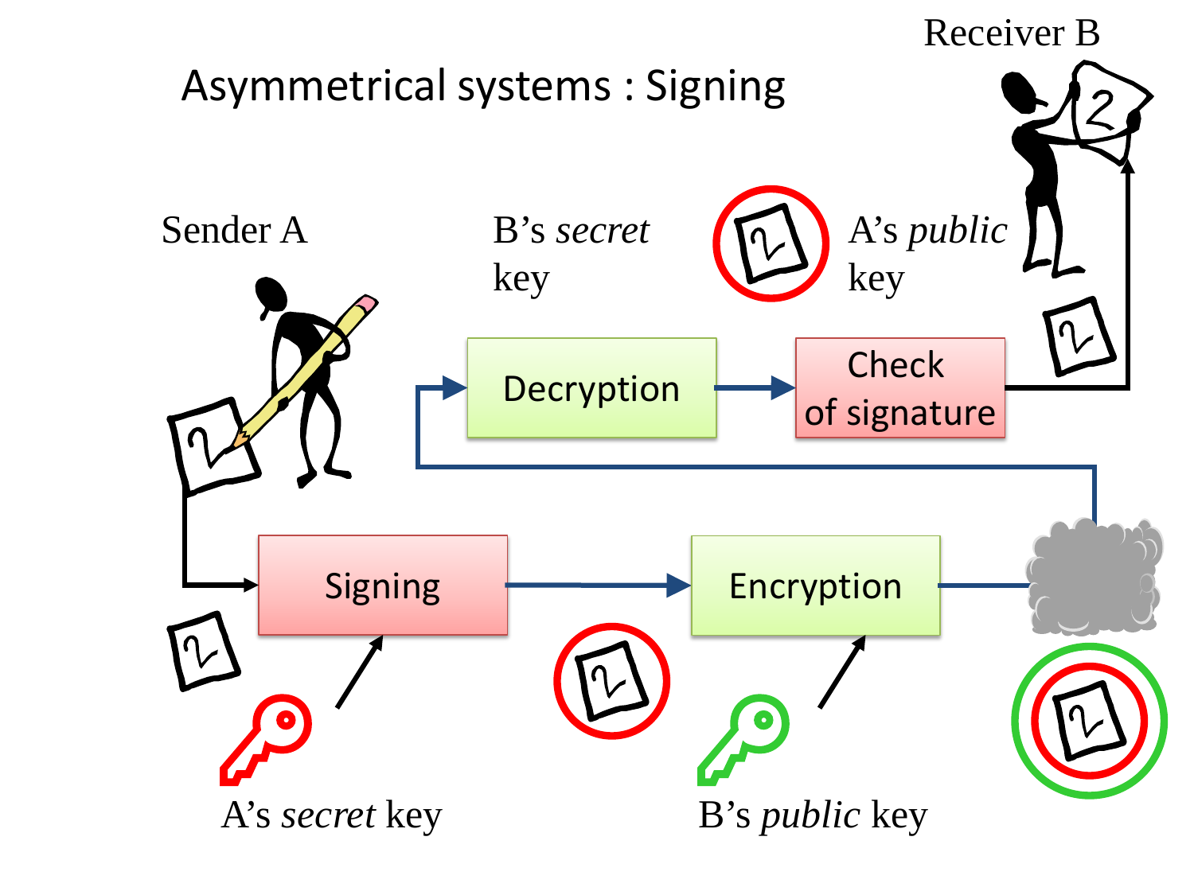# Asymmetrical systems : Signing

Sender A

Receiver B

Signing

A's *secret* key

Encryption

B's *public* key

Decryption

B's *secret* key

Check of signature

A's *public* key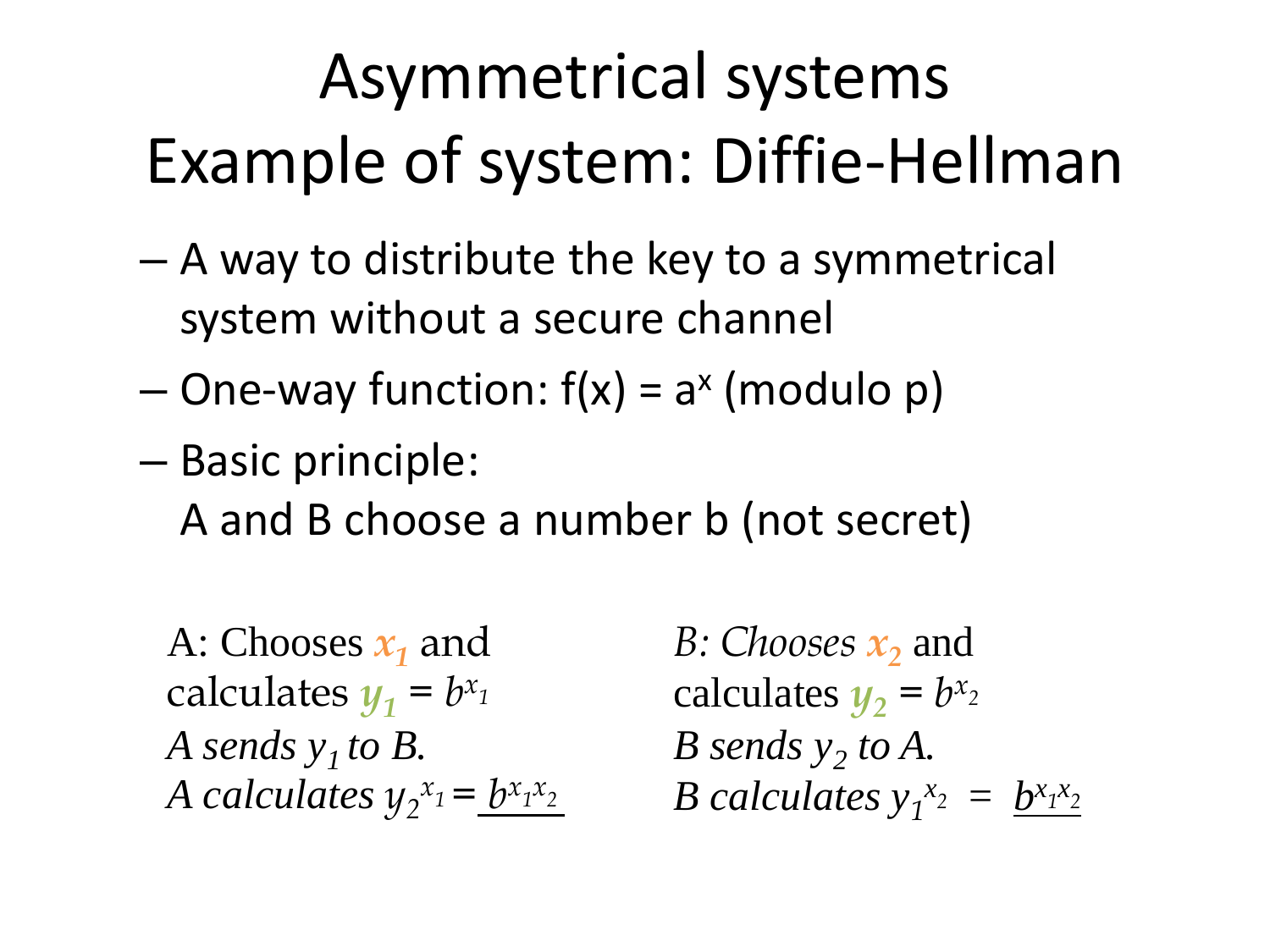# Asymmetrical systems
# Example of system: Diffie-Hellman

- A way to distribute the key to a symmetrical system without a secure channel
- One-way function: $f(x) = a^x$ (modulo p)
- Basic principle:
  A and B choose a number b (not secret)

A: Chooses $x_1$ and calculates $y_1 = b^{x_1}$
*A sends $y_1$ to B.*
*A calculates* $y_2^{x_1} = \underline{b^{x_1 x_2}}$

*B: Chooses* $x_2$ and calculates $y_2 = b^{x_2}$
*B sends $y_2$ to A.*
*B calculates* $y_1^{x_2} = \underline{b^{x_1 x_2}}$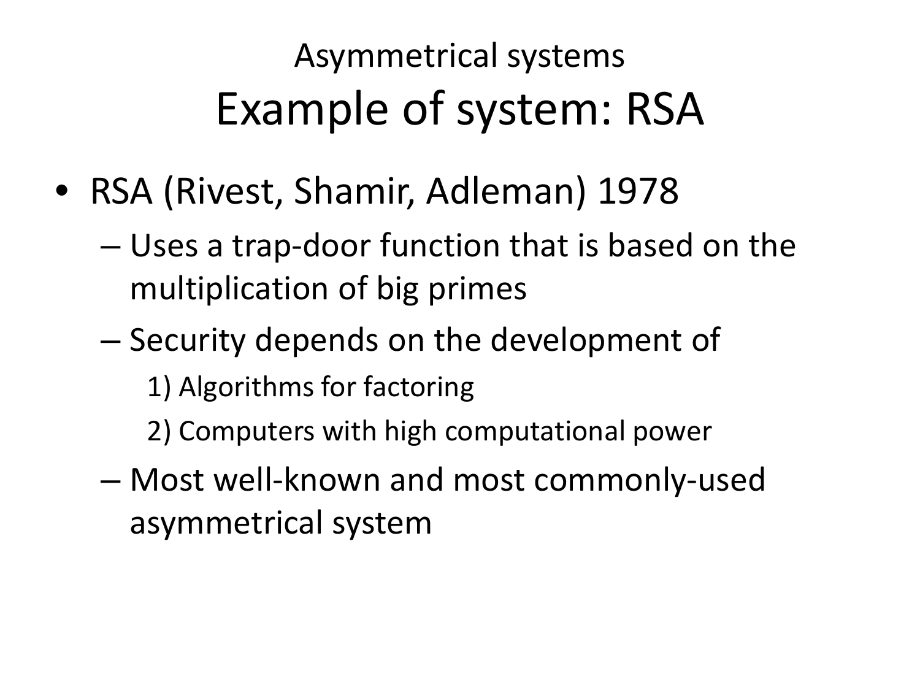## Asymmetrical systems

# Example of system: RSA

- RSA (Rivest, Shamir, Adleman) 1978
  - Uses a trap-door function that is based on the multiplication of big primes
  - Security depends on the development of
    1) Algorithms for factoring
    2) Computers with high computational power
  - Most well-known and most commonly-used asymmetrical system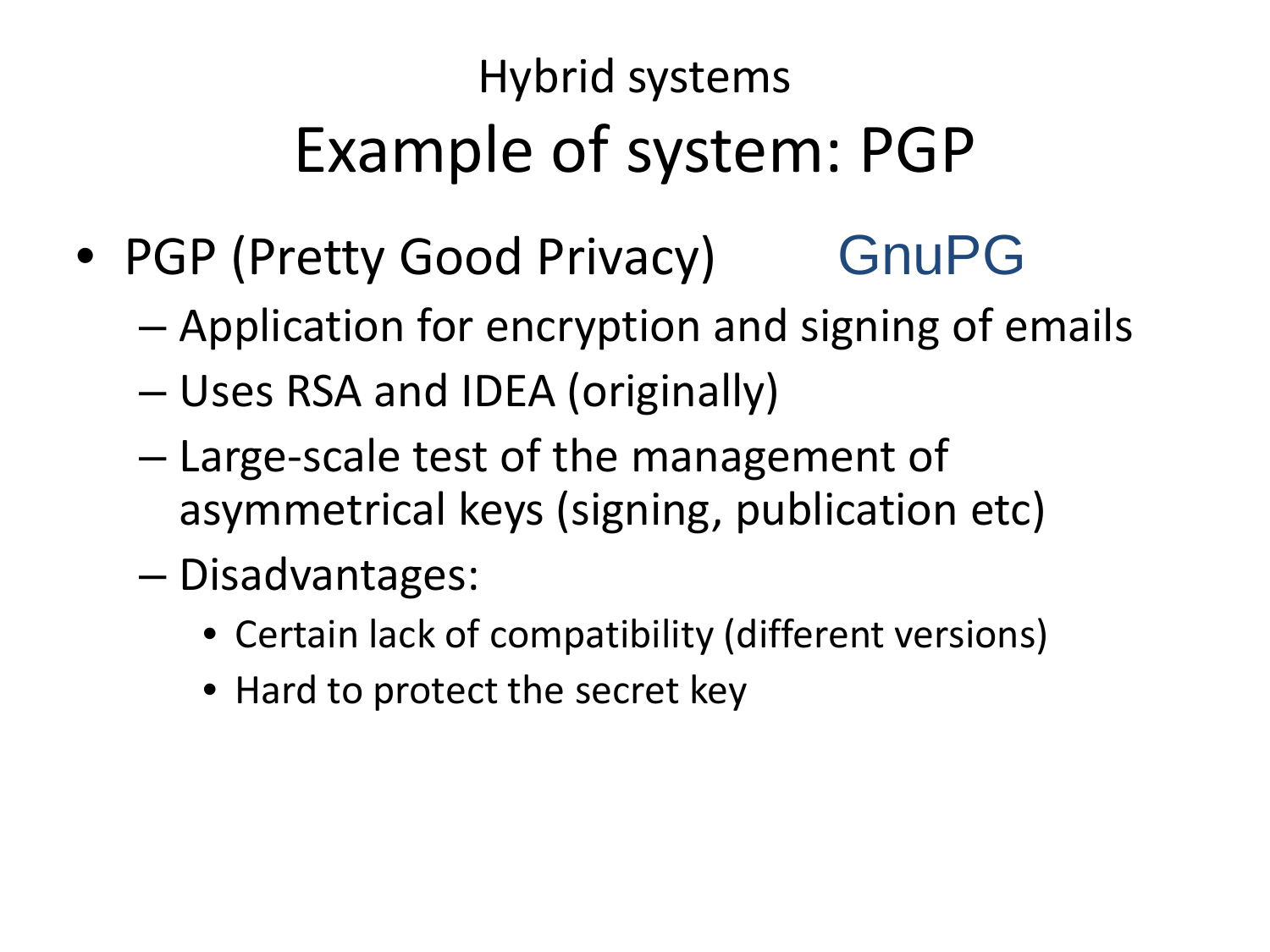## Hybrid systems

# Example of system: PGP

- PGP (Pretty Good Privacy) GnuPG
  - Application for encryption and signing of emails
  - Uses RSA and IDEA (originally)
  - Large-scale test of the management of asymmetrical keys (signing, publication etc)
  - Disadvantages:
    - Certain lack of compatibility (different versions)
    - Hard to protect the secret key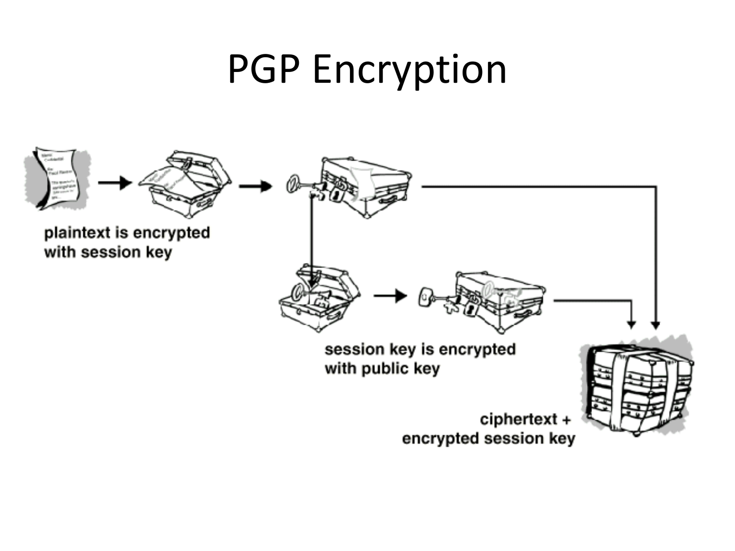# PGP Encryption

plaintext is encrypted with session key

session key is encrypted with public key

ciphertext + encrypted session key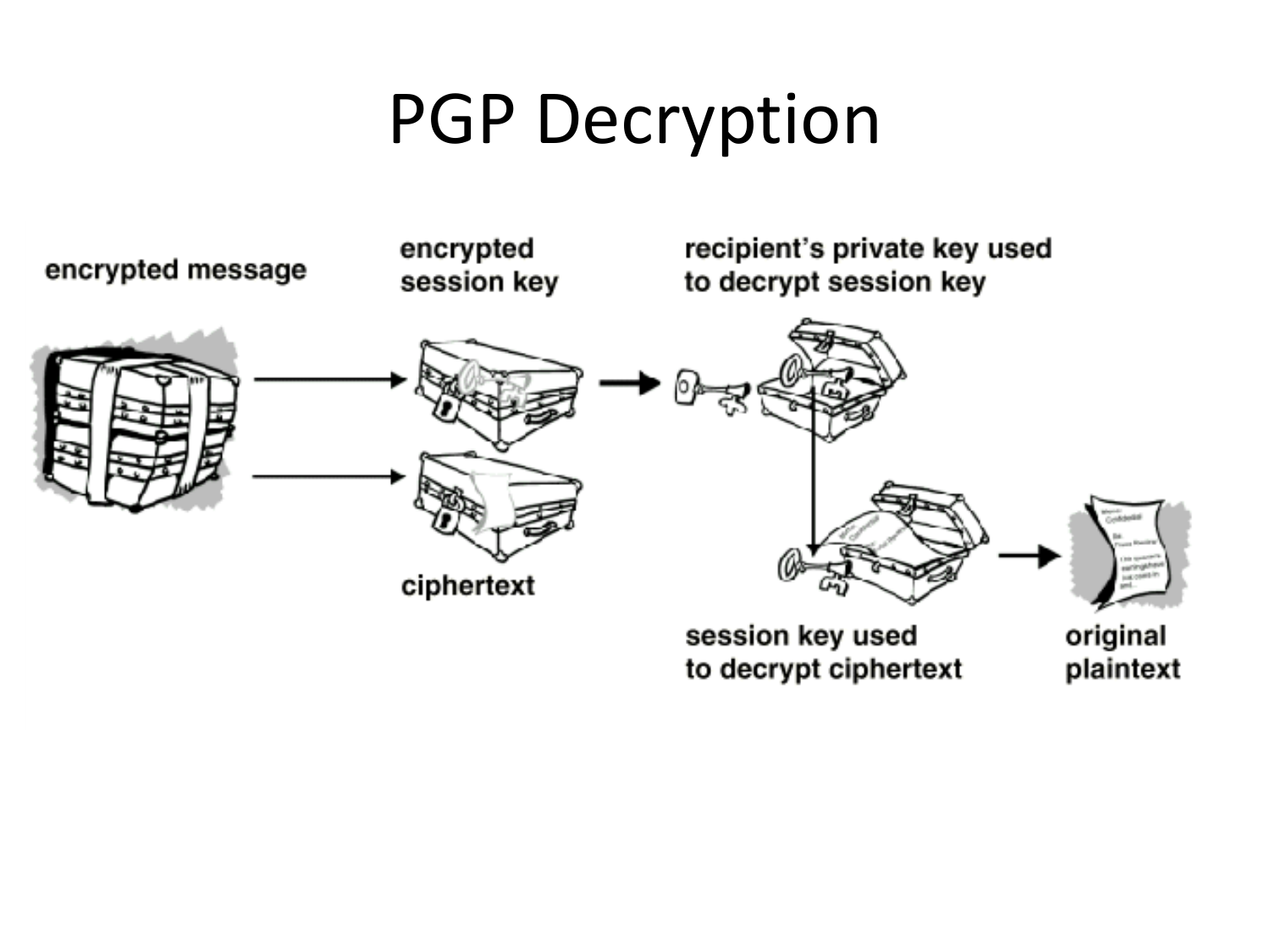# PGP Decryption

encrypted message

encrypted session key

ciphertext

recipient's private key used to decrypt session key

session key used to decrypt ciphertext

original plaintext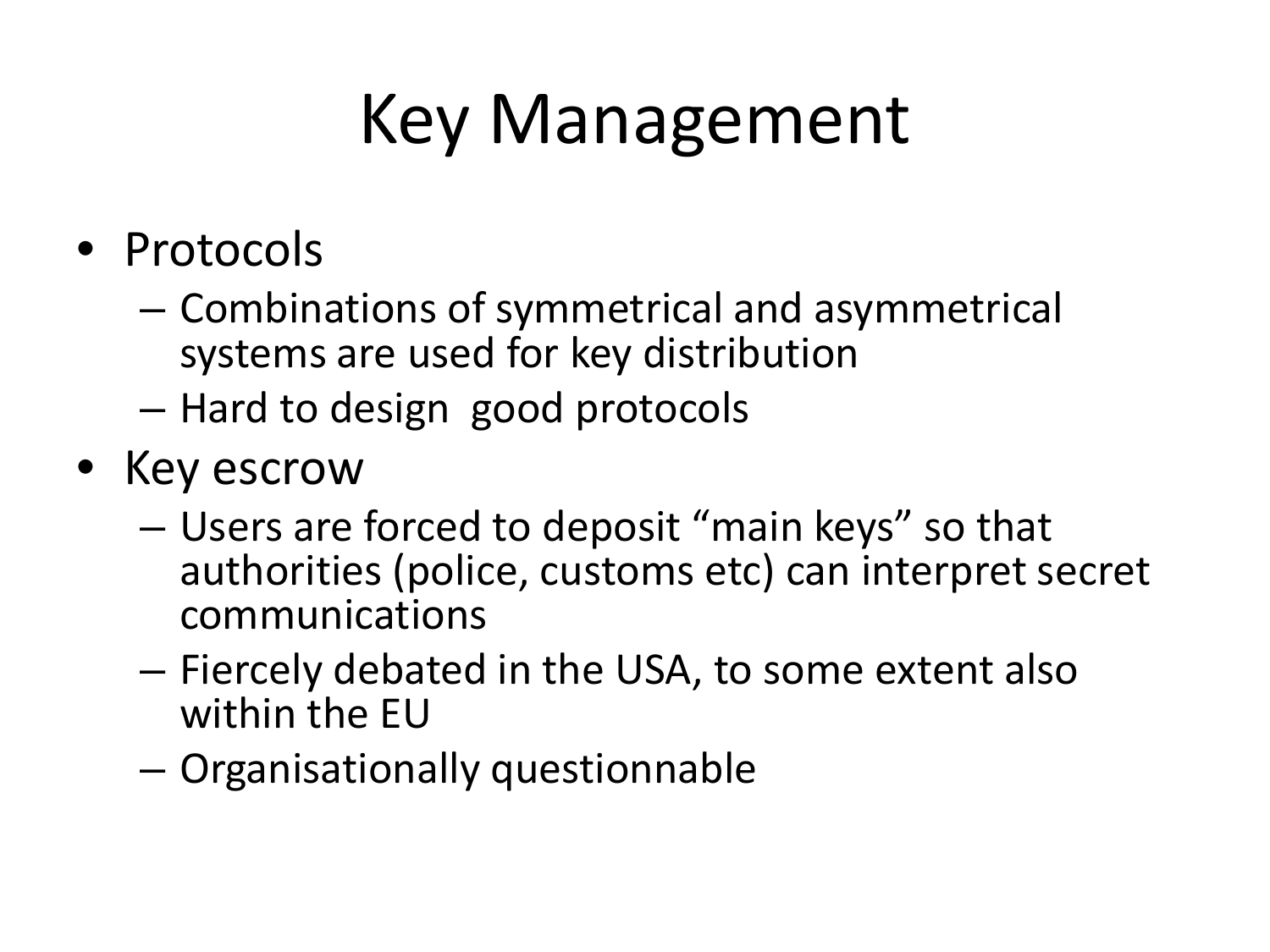# Key Management

- Protocols
  - Combinations of symmetrical and asymmetrical systems are used for key distribution
  - Hard to design good protocols
- Key escrow
  - Users are forced to deposit “main keys” so that authorities (police, customs etc) can interpret secret communications
  - Fiercely debated in the USA, to some extent also within the EU
  - Organisationally questionnable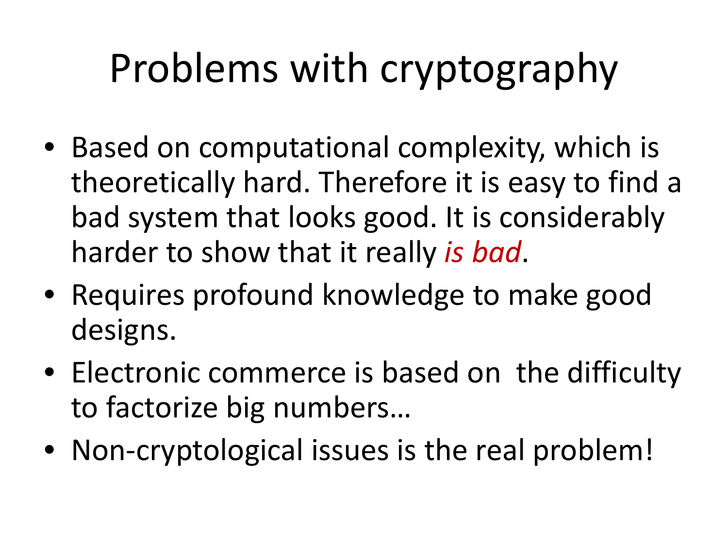# Problems with cryptography

- Based on computational complexity, which is theoretically hard. Therefore it is easy to find a bad system that looks good. It is considerably harder to show that it really *is bad*.
- Requires profound knowledge to make good designs.
- Electronic commerce is based on the difficulty to factorize big numbers…
- Non-cryptological issues is the real problem!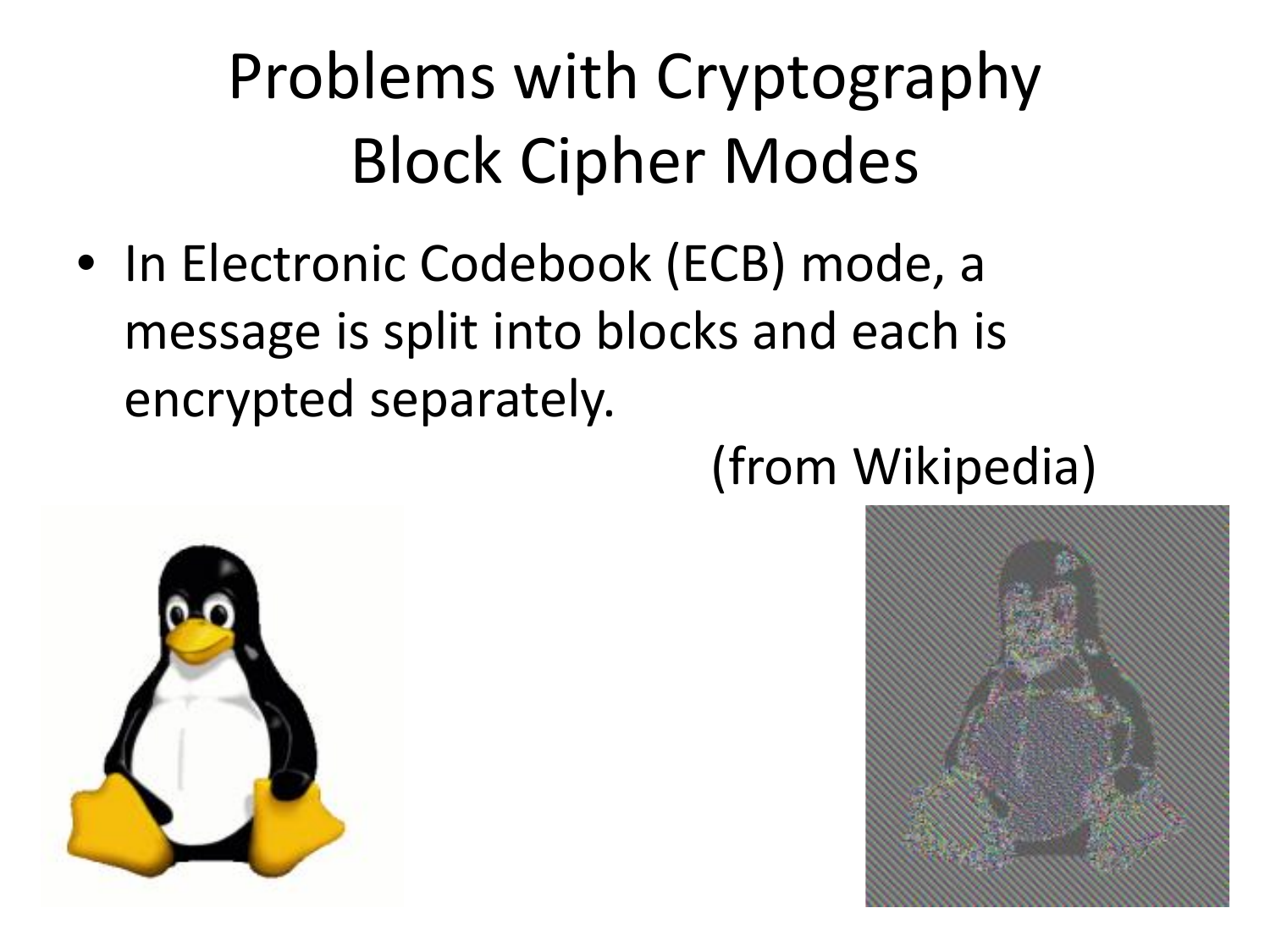# Problems with Cryptography Block Cipher Modes

- In Electronic Codebook (ECB) mode, a message is split into blocks and each is encrypted separately.

(from Wikipedia)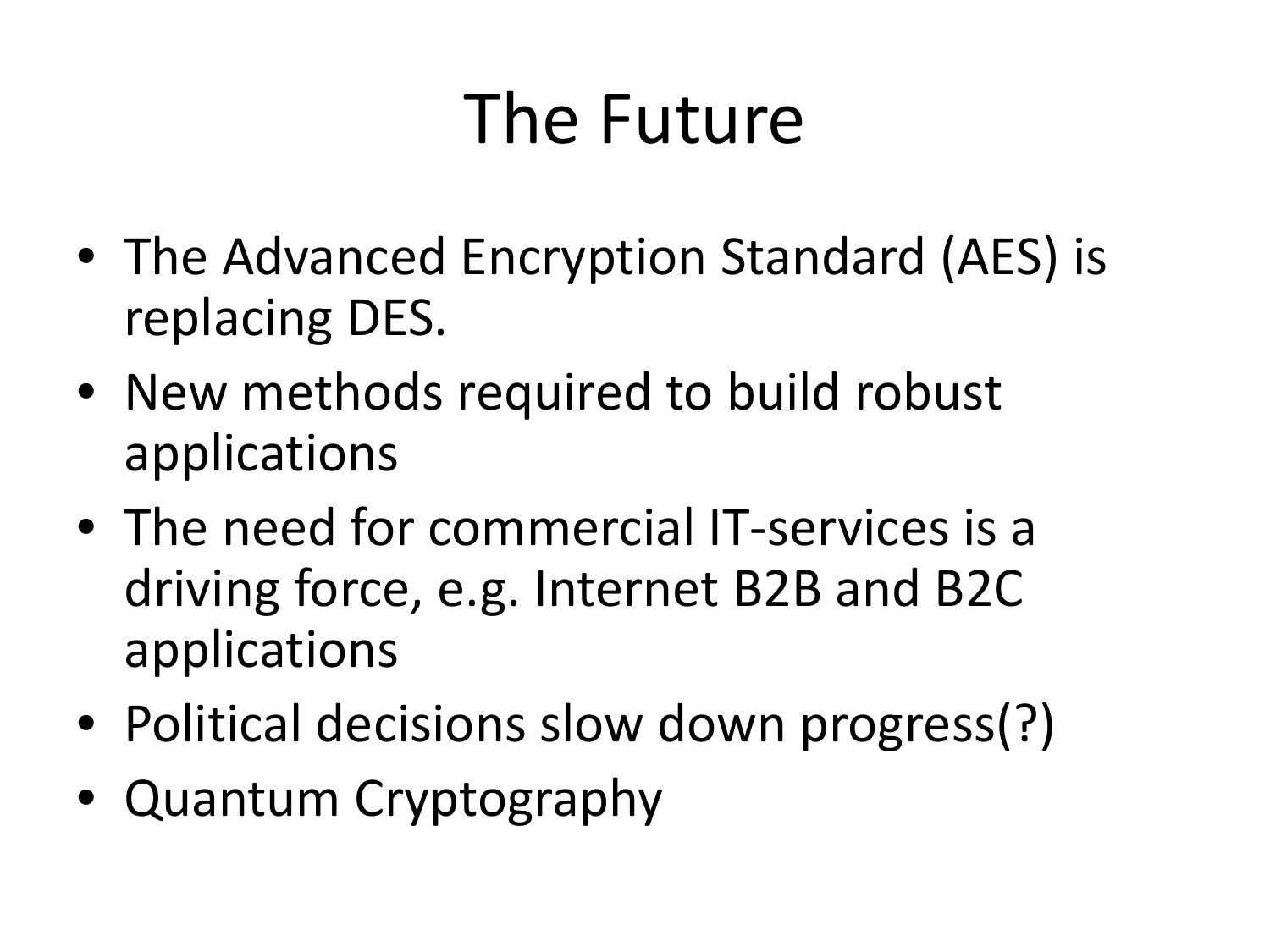# The Future

- The Advanced Encryption Standard (AES) is replacing DES.
- New methods required to build robust applications
- The need for commercial IT-services is a driving force, e.g. Internet B2B and B2C applications
- Political decisions slow down progress(?)
- Quantum Cryptography